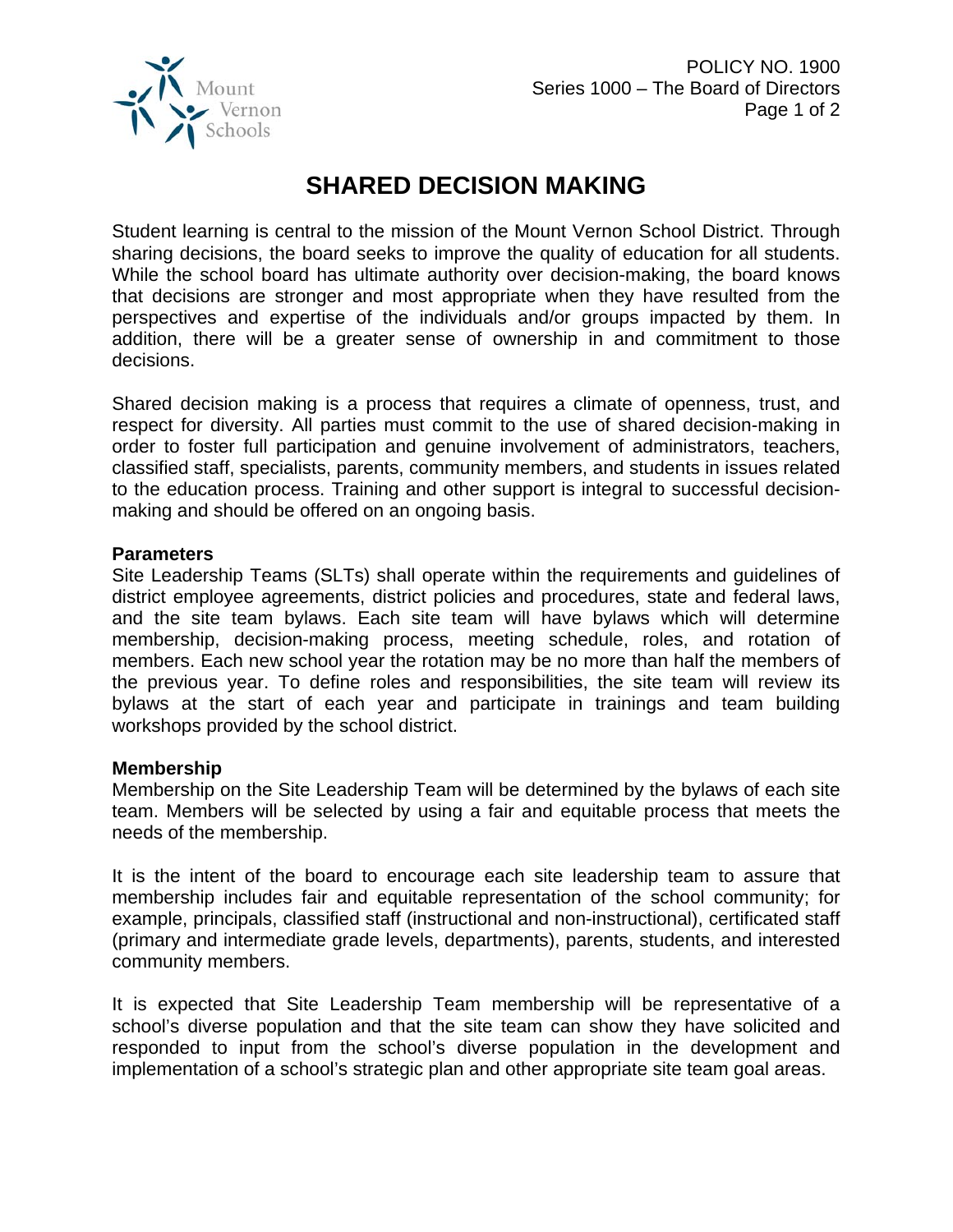# SHARED DECISION MAKING

Student learning is central to the mission of the Mount Vernon School District. Through sharing decisions, the board seeks to improve the quality of education for all students. While the school board has ultimate authority over decision-making, the board knows that decisions are stronger and most appropriate when they have resulted from the perspectives and expertise of the individuals and/or groups impacted by them. In addition, there will be a greater sense of ownership in and commitment to those decisions.

Shared decision making is a process that requires a climate of openness, trust, and respect for diversity. All parties must commit to the use of shared decision-making in order to foster full participation and genuine involvement of administrators, teachers, classified staff, specialists, parents, community members, and students in issues related to the education process. Training and other support is integral to successful decision-making and should be offered on an ongoing basis.

**Parameters**

Site Leadership Teams (SLTs) shall operate within the requirements and guidelines of district employee agreements, district policies and procedures, state and federal laws, and the site team bylaws. Each site team will have bylaws which will determine membership, decision-making process, meeting schedule, roles, and rotation of members. Each new school year the rotation may be no more than half the members of the previous year. To define roles and responsibilities, the site team will review its bylaws at the start of each year and participate in trainings and team building workshops provided by the school district.

**Membership**

Membership on the Site Leadership Team will be determined by the bylaws of each site team. Members will be selected by using a fair and equitable process that meets the needs of the membership.

It is the intent of the board to encourage each site leadership team to assure that membership includes fair and equitable representation of the school community; for example, principals, classified staff (instructional and non-instructional), certificated staff (primary and intermediate grade levels, departments), parents, students, and interested community members.

It is expected that Site Leadership Team membership will be representative of a school's diverse population and that the site team can show they have solicited and responded to input from the school's diverse population in the development and implementation of a school's strategic plan and other appropriate site team goal areas.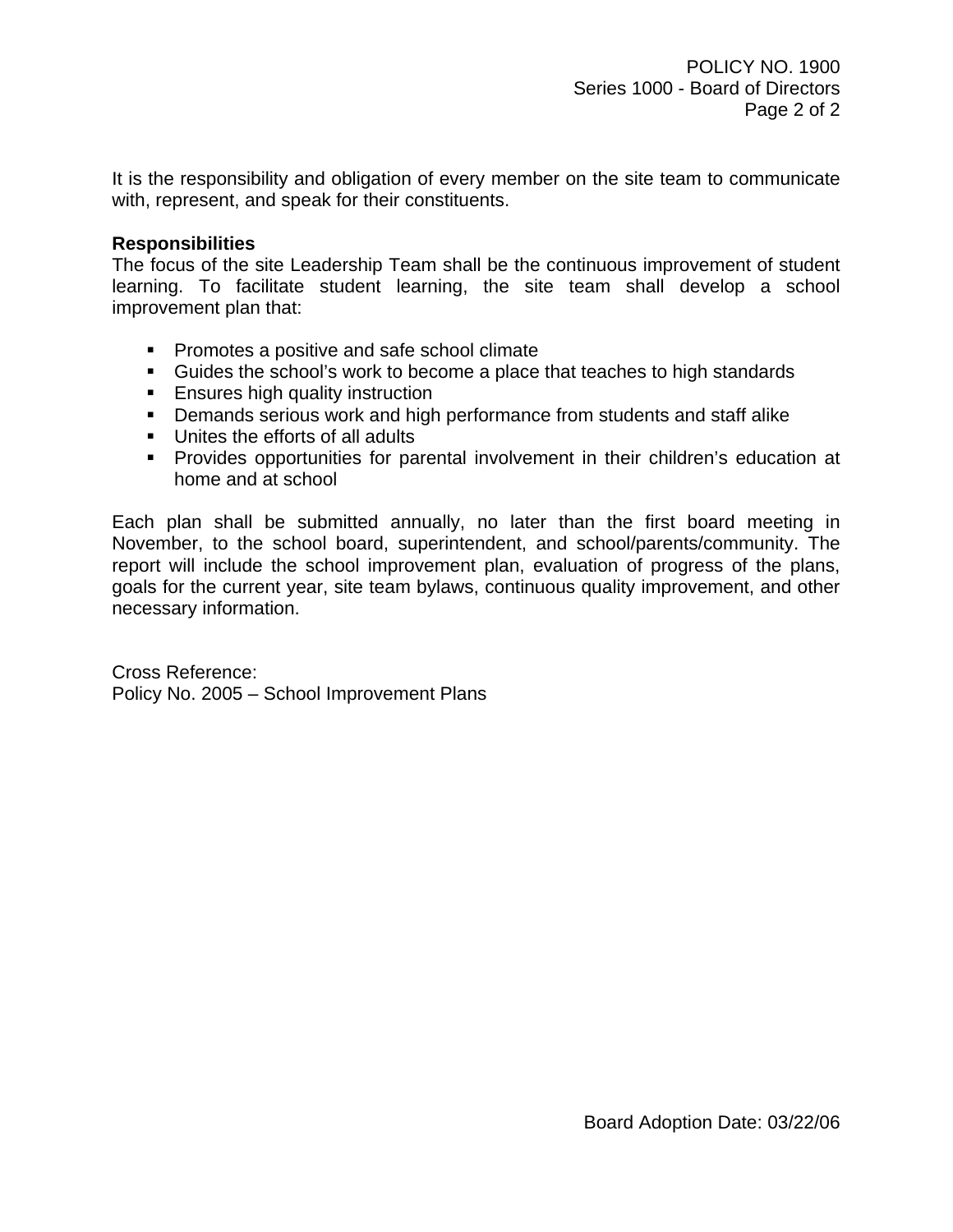It is the responsibility and obligation of every member on the site team to communicate with, represent, and speak for their constituents.

**Responsibilities**

The focus of the site Leadership Team shall be the continuous improvement of student learning. To facilitate student learning, the site team shall develop a school improvement plan that:

- Promotes a positive and safe school climate
- Guides the school's work to become a place that teaches to high standards
- Ensures high quality instruction
- Demands serious work and high performance from students and staff alike
- Unites the efforts of all adults
- Provides opportunities for parental involvement in their children's education at home and at school

Each plan shall be submitted annually, no later than the first board meeting in November, to the school board, superintendent, and school/parents/community. The report will include the school improvement plan, evaluation of progress of the plans, goals for the current year, site team bylaws, continuous quality improvement, and other necessary information.

Cross Reference:
Policy No. 2005 – School Improvement Plans

Board Adoption Date: 03/22/06